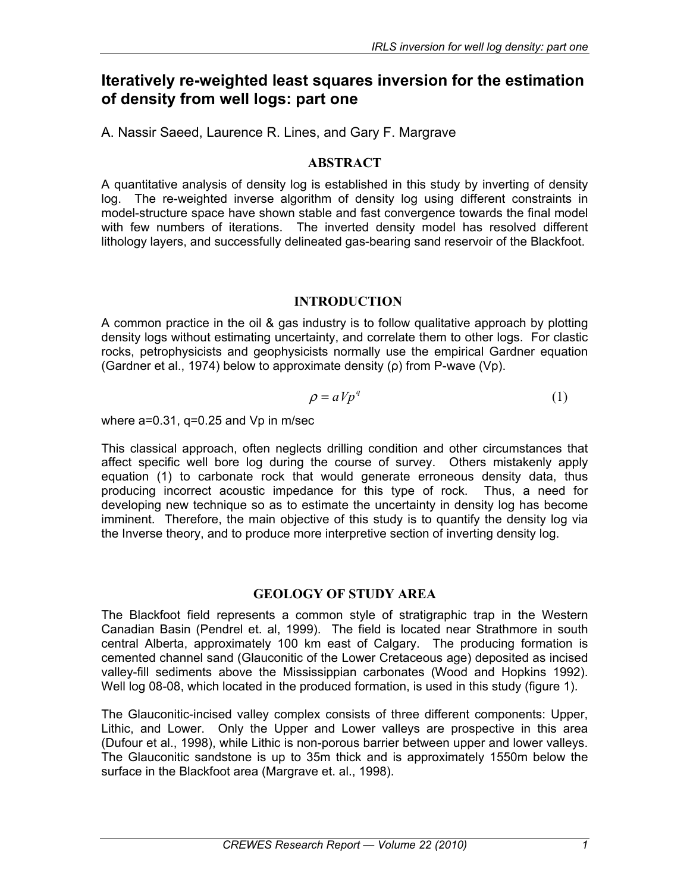# Iteratively re-weighted least squares inversion for the estimation of density from well logs: part one

A. Nassir Saeed, Laurence R. Lines, and Gary F. Margrave

## ABSTRACT

A quantitative analysis of density log is established in this study by inverting of density log. The re-weighted inverse algorithm of density log using different constraints in model-structure space have shown stable and fast convergence towards the final model with few numbers of iterations. The inverted density model has resolved different lithology layers, and successfully delineated gas-bearing sand reservoir of the Blackfoot.

## INTRODUCTION

A common practice in the oil & gas industry is to follow qualitative approach by plotting density logs without estimating uncertainty, and correlate them to other logs. For clastic rocks, petrophysicists and geophysicists normally use the empirical Gardner equation (Gardner et al., 1974) below to approximate density (ρ) from P-wave (Vp).

$$\rho = aVp^{q} \tag{1}$$

where a=0.31, q=0.25 and Vp in m/sec

This classical approach, often neglects drilling condition and other circumstances that affect specific well bore log during the course of survey. Others mistakenly apply equation (1) to carbonate rock that would generate erroneous density data, thus producing incorrect acoustic impedance for this type of rock. Thus, a need for developing new technique so as to estimate the uncertainty in density log has become imminent. Therefore, the main objective of this study is to quantify the density log via the Inverse theory, and to produce more interpretive section of inverting density log.

## GEOLOGY OF STUDY AREA

The Blackfoot field represents a common style of stratigraphic trap in the Western Canadian Basin (Pendrel et. al, 1999). The field is located near Strathmore in south central Alberta, approximately 100 km east of Calgary. The producing formation is cemented channel sand (Glauconitic of the Lower Cretaceous age) deposited as incised valley-fill sediments above the Mississippian carbonates (Wood and Hopkins 1992). Well log 08-08, which located in the produced formation, is used in this study (figure 1).

The Glauconitic-incised valley complex consists of three different components: Upper, Lithic, and Lower. Only the Upper and Lower valleys are prospective in this area (Dufour et al., 1998), while Lithic is non-porous barrier between upper and lower valleys. The Glauconitic sandstone is up to 35m thick and is approximately 1550m below the surface in the Blackfoot area (Margrave et. al., 1998).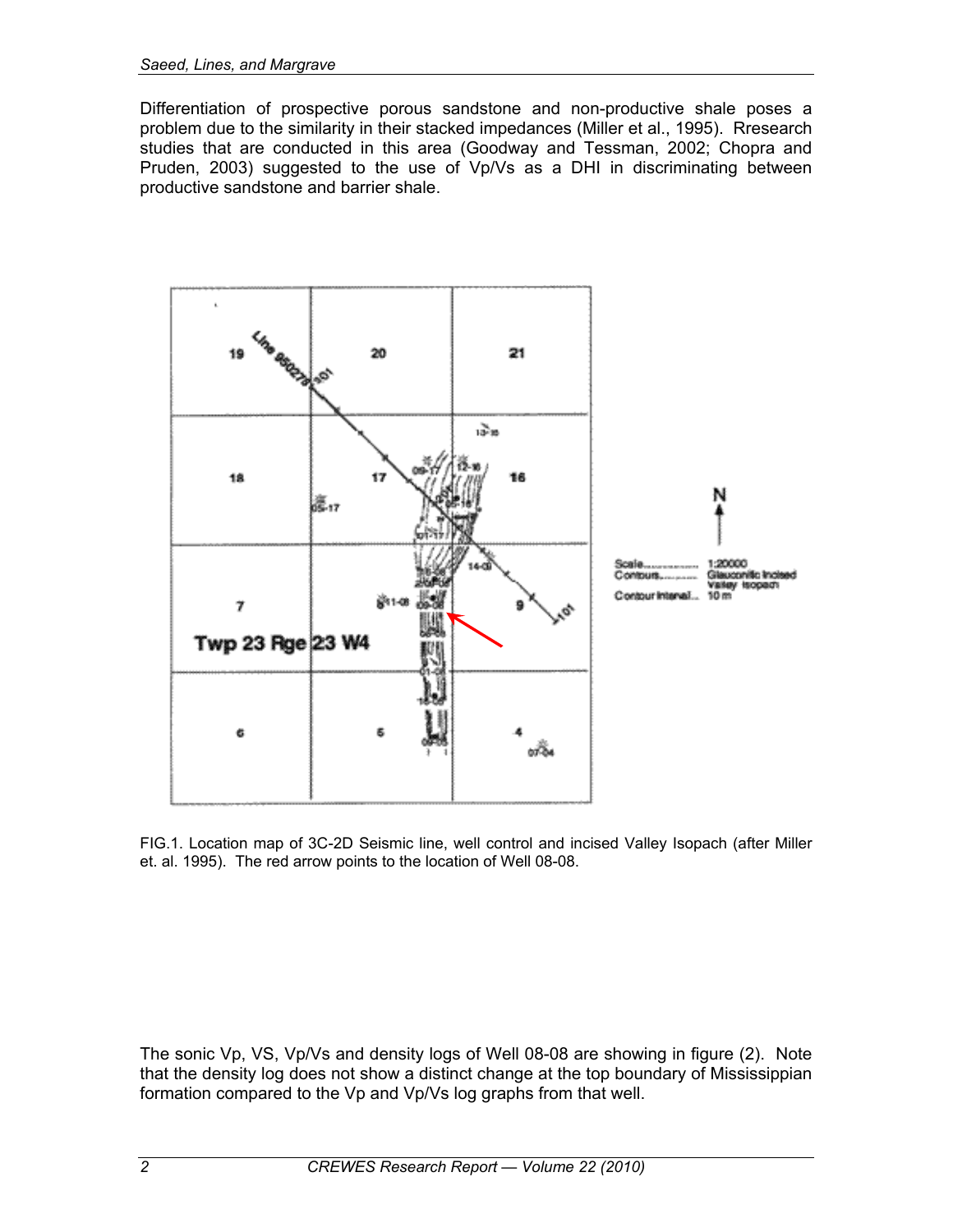Differentiation of prospective porous sandstone and non-productive shale poses a problem due to the similarity in their stacked impedances (Miller et al., 1995). Rresearch studies that are conducted in this area (Goodway and Tessman, 2002; Chopra and Pruden, 2003) suggested to the use of Vp/Vs as a DHI in discriminating between productive sandstone and barrier shale.

FIG.1. Location map of 3C-2D Seismic line, well control and incised Valley Isopach (after Miller et. al. 1995). The red arrow points to the location of Well 08-08.

The sonic Vp, VS, Vp/Vs and density logs of Well 08-08 are showing in figure (2). Note that the density log does not show a distinct change at the top boundary of Mississippian formation compared to the Vp and Vp/Vs log graphs from that well.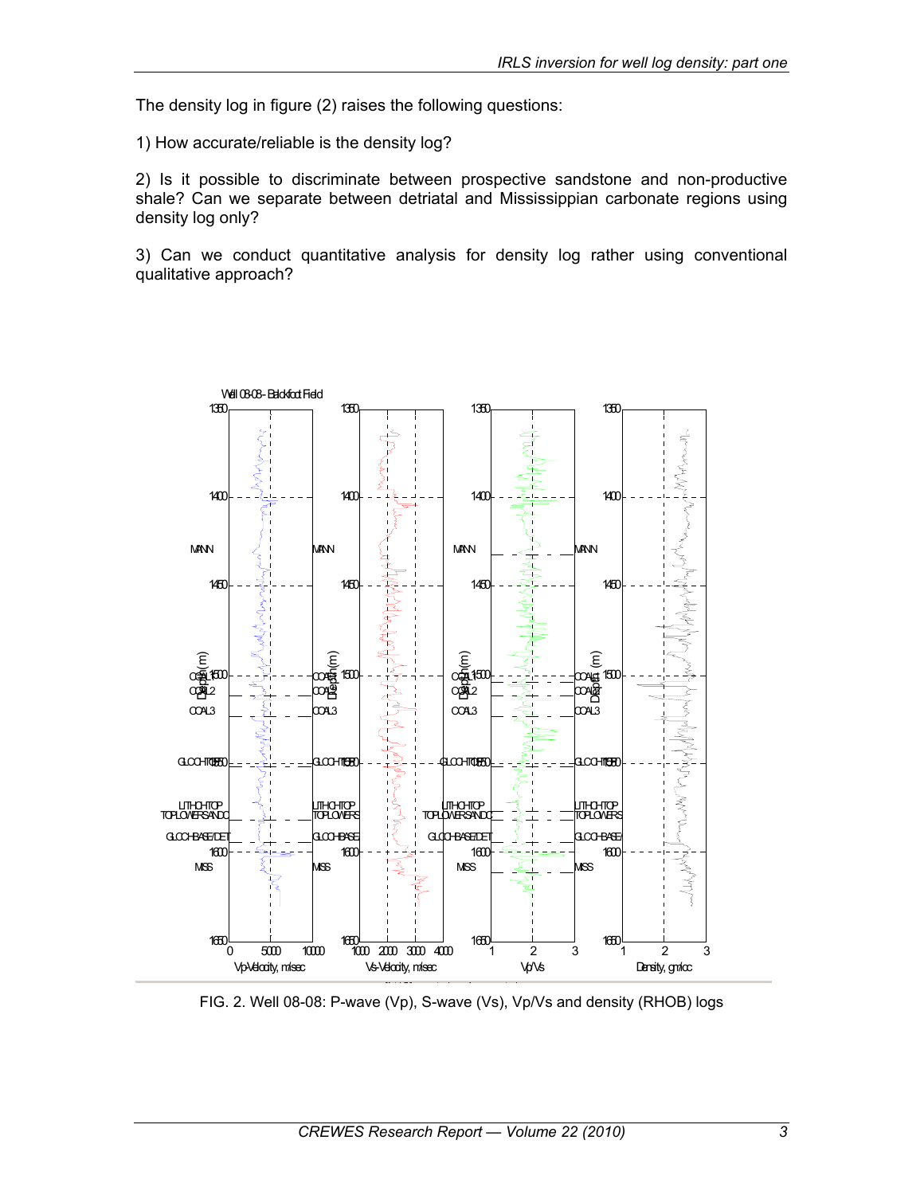The density log in figure (2) raises the following questions:

1) How accurate/reliable is the density log?

2) Is it possible to discriminate between prospective sandstone and non-productive shale? Can we separate between detriatal and Mississippian carbonate regions using density log only?

3) Can we conduct quantitative analysis for density log rather using conventional qualitative approach?

FIG. 2. Well 08-08: P-wave (Vp), S-wave (Vs), Vp/Vs and density (RHOB) logs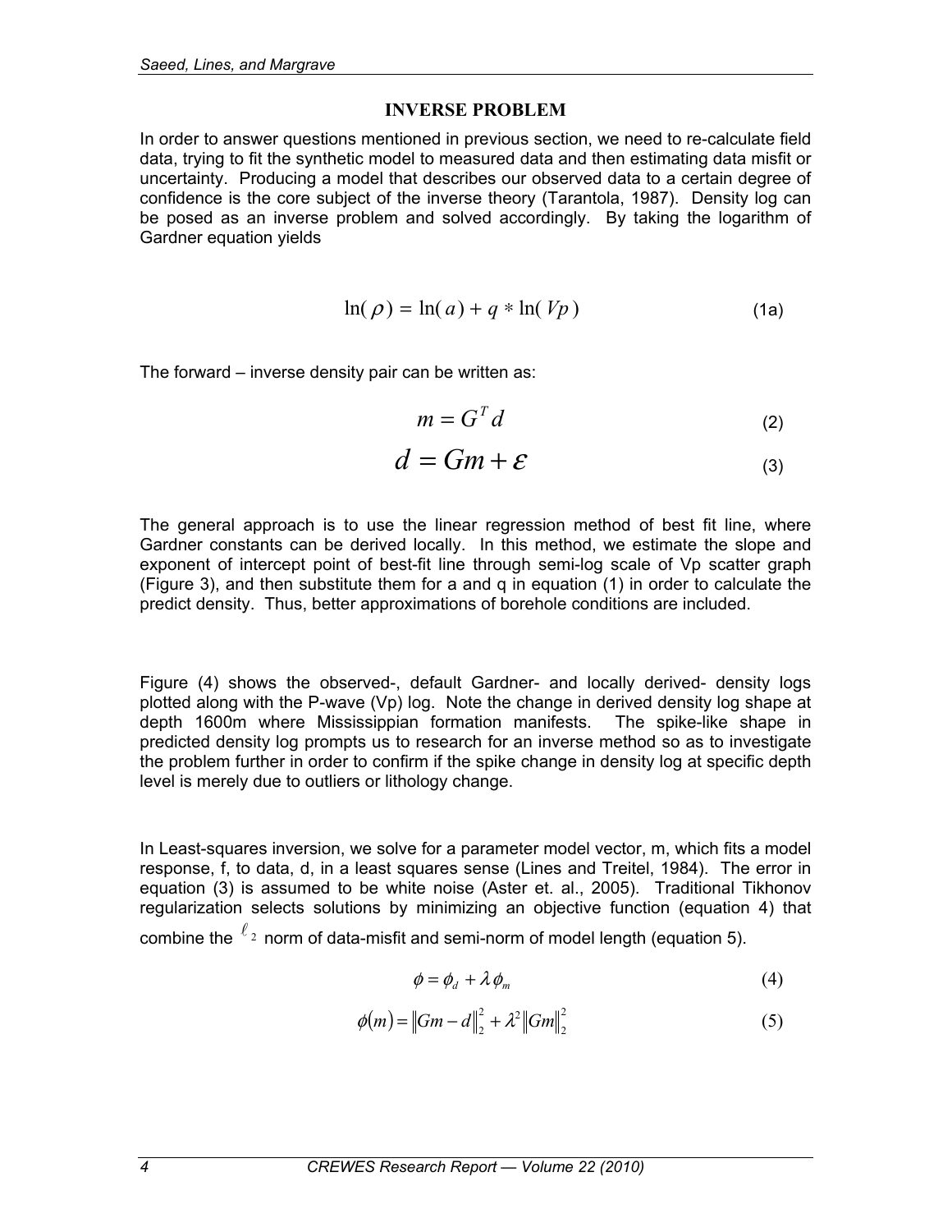## INVERSE PROBLEM

In order to answer questions mentioned in previous section, we need to re-calculate field data, trying to fit the synthetic model to measured data and then estimating data misfit or uncertainty. Producing a model that describes our observed data to a certain degree of confidence is the core subject of the inverse theory (Tarantola, 1987). Density log can be posed as an inverse problem and solved accordingly. By taking the logarithm of Gardner equation yields

$$\ln(\rho) = \ln(a) + q * \ln(Vp) \tag{1a}$$

The forward – inverse density pair can be written as:

$$m = G^T d \tag{2}$$

$$d = Gm + \varepsilon \tag{3}$$

The general approach is to use the linear regression method of best fit line, where Gardner constants can be derived locally. In this method, we estimate the slope and exponent of intercept point of best-fit line through semi-log scale of Vp scatter graph (Figure 3), and then substitute them for a and q in equation (1) in order to calculate the predict density. Thus, better approximations of borehole conditions are included.

Figure (4) shows the observed-, default Gardner- and locally derived- density logs plotted along with the P-wave (Vp) log. Note the change in derived density log shape at depth 1600m where Mississippian formation manifests. The spike-like shape in predicted density log prompts us to research for an inverse method so as to investigate the problem further in order to confirm if the spike change in density log at specific depth level is merely due to outliers or lithology change.

In Least-squares inversion, we solve for a parameter model vector, m, which fits a model response, f, to data, d, in a least squares sense (Lines and Treitel, 1984). The error in equation (3) is assumed to be white noise (Aster et. al., 2005). Traditional Tikhonov regularization selects solutions by minimizing an objective function (equation 4) that combine the $\ell_2$ norm of data-misfit and semi-norm of model length (equation 5).

$$\phi = \phi_d + \lambda \phi_m \tag{4}$$

$$\phi(m) = \|Gm - d\|_2^2 + \lambda^2 \|Gm\|_2^2 \tag{5}$$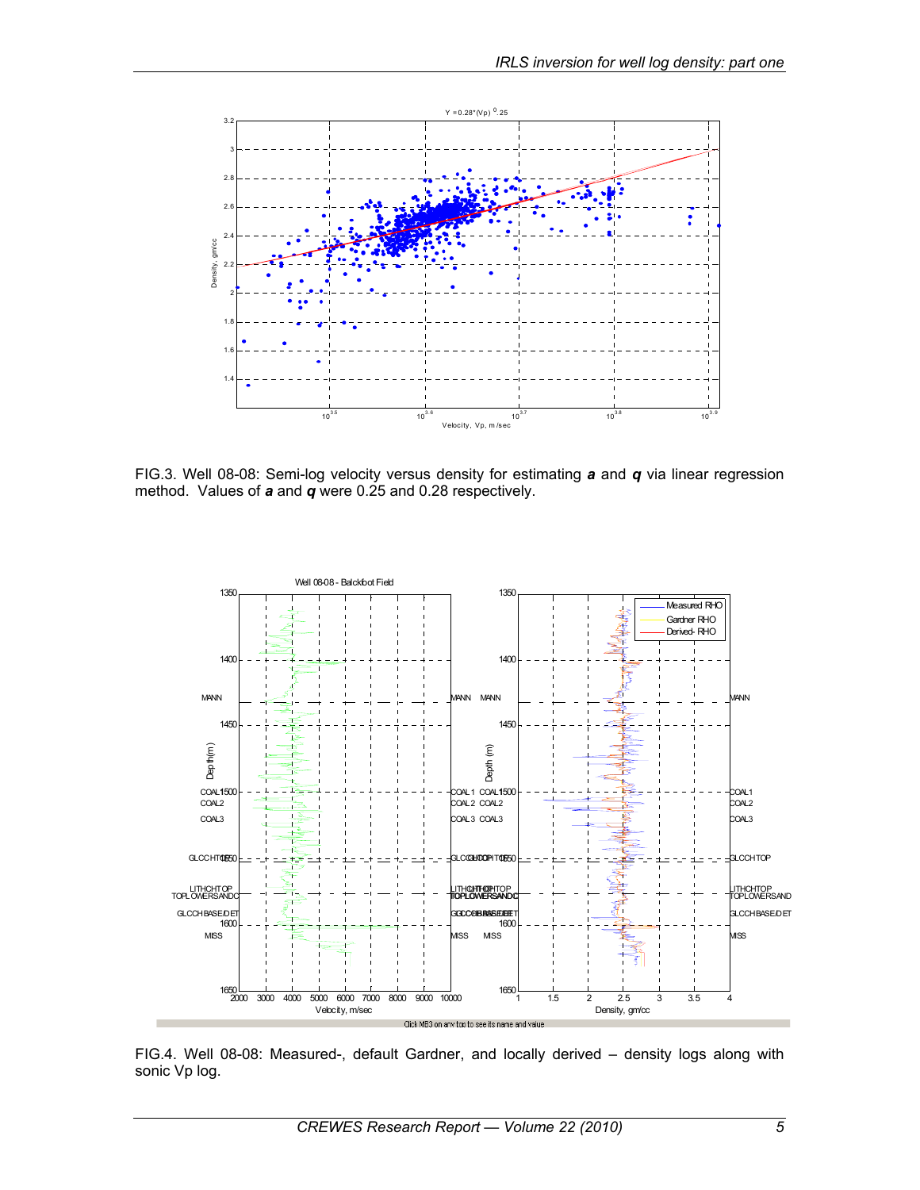FIG.3. Well 08-08: Semi-log velocity versus density for estimating ***a*** and ***q*** via linear regression method. Values of ***a*** and ***q*** were 0.25 and 0.28 respectively.

FIG.4. Well 08-08: Measured-, default Gardner, and locally derived – density logs along with sonic Vp log.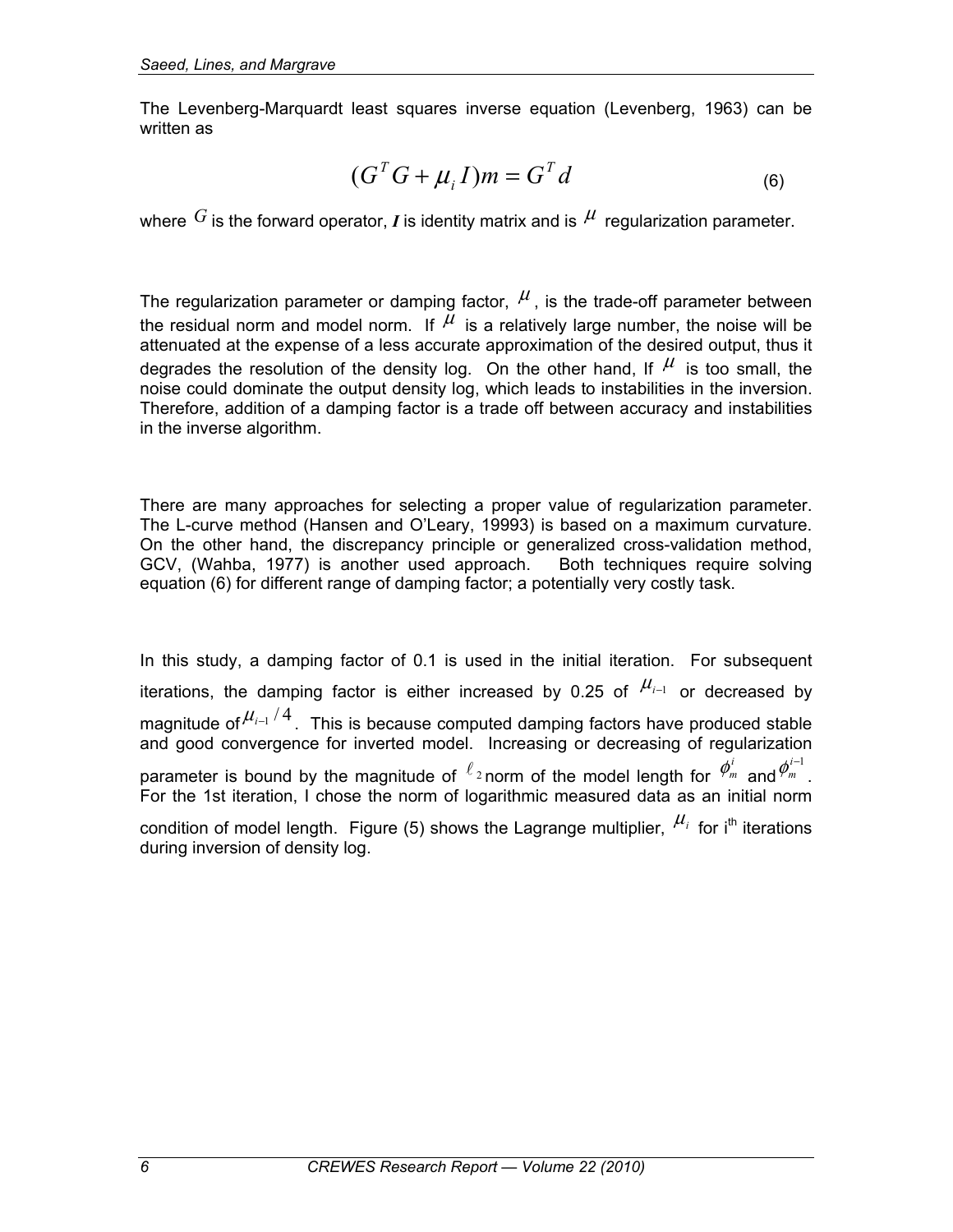The Levenberg-Marquardt least squares inverse equation (Levenberg, 1963) can be written as

$$(G^T G + \mu_i I)m = G^T d \tag{6}$$

where $G$ is the forward operator, ***I*** is identity matrix and is $\mu$ regularization parameter.

The regularization parameter or damping factor, $\mu$, is the trade-off parameter between the residual norm and model norm. If $\mu$ is a relatively large number, the noise will be attenuated at the expense of a less accurate approximation of the desired output, thus it degrades the resolution of the density log. On the other hand, If $\mu$ is too small, the noise could dominate the output density log, which leads to instabilities in the inversion. Therefore, addition of a damping factor is a trade off between accuracy and instabilities in the inverse algorithm.

There are many approaches for selecting a proper value of regularization parameter. The L-curve method (Hansen and O'Leary, 19993) is based on a maximum curvature. On the other hand, the discrepancy principle or generalized cross-validation method, GCV, (Wahba, 1977) is another used approach. Both techniques require solving equation (6) for different range of damping factor; a potentially very costly task.

In this study, a damping factor of 0.1 is used in the initial iteration. For subsequent iterations, the damping factor is either increased by 0.25 of $\mu_{i-1}$ or decreased by magnitude of $\mu_{i-1}/4$. This is because computed damping factors have produced stable and good convergence for inverted model. Increasing or decreasing of regularization parameter is bound by the magnitude of $\ell_2$ norm of the model length for $\phi_m^i$ and $\phi_m^{i-1}$. For the 1st iteration, I chose the norm of logarithmic measured data as an initial norm condition of model length. Figure (5) shows the Lagrange multiplier, $\mu_i$ for i^th iterations during inversion of density log.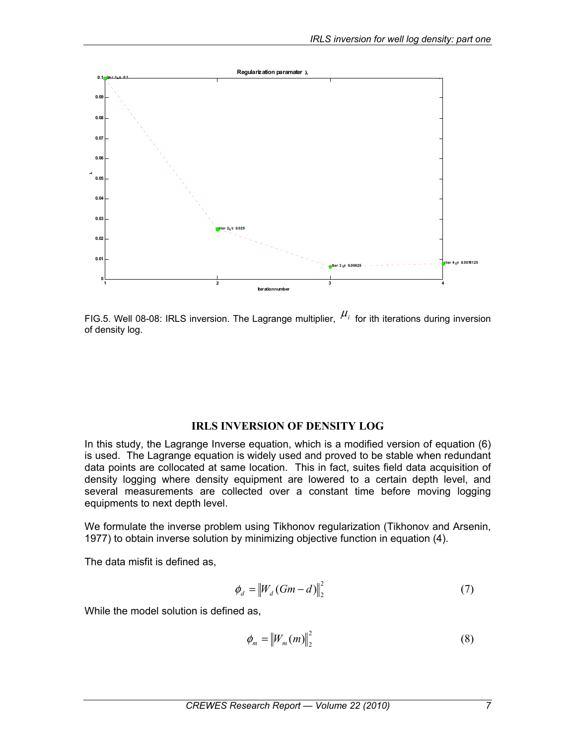FIG.5. Well 08-08: IRLS inversion. The Lagrange multiplier, $\mu_i$ for ith iterations during inversion of density log.

## IRLS INVERSION OF DENSITY LOG

In this study, the Lagrange Inverse equation, which is a modified version of equation (6) is used. The Lagrange equation is widely used and proved to be stable when redundant data points are collocated at same location. This in fact, suites field data acquisition of density logging where density equipment are lowered to a certain depth level, and several measurements are collected over a constant time before moving logging equipments to next depth level.

We formulate the inverse problem using Tikhonov regularization (Tikhonov and Arsenin, 1977) to obtain inverse solution by minimizing objective function in equation (4).

The data misfit is defined as,

$$\phi_d = \left\| W_d (Gm - d) \right\|_2^2 \tag{7}$$

While the model solution is defined as,

$$\phi_m = \left\| W_m (m) \right\|_2^2 \tag{8}$$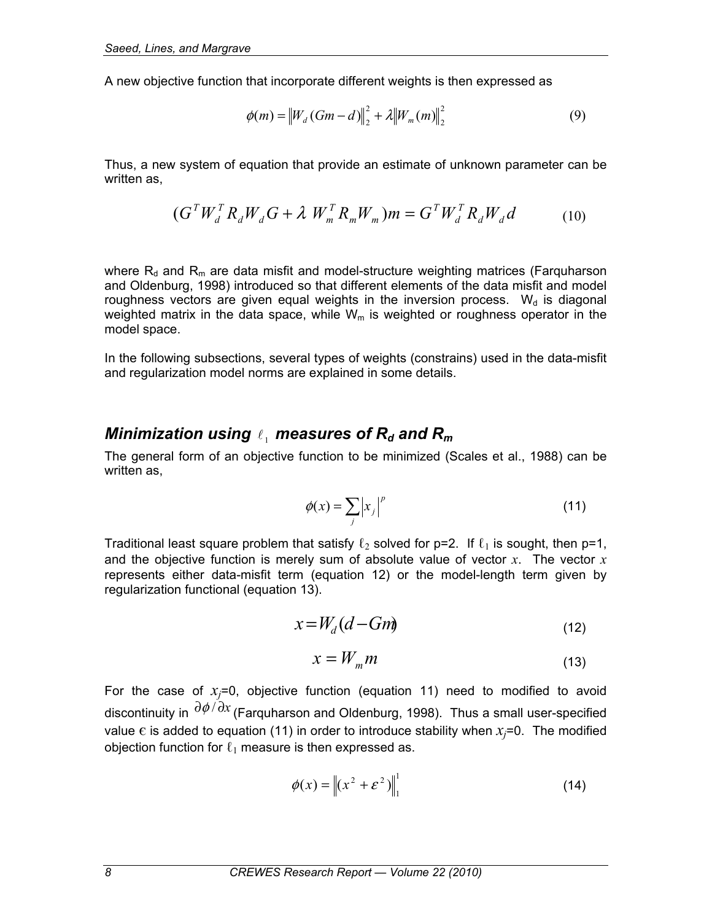A new objective function that incorporate different weights is then expressed as

$$\phi(m) = \left\| W_d (Gm - d) \right\|_2^2 + \lambda \left\| W_m (m) \right\|_2^2 \tag{9}$$

Thus, a new system of equation that provide an estimate of unknown parameter can be written as,

$$(G^T W_d^T R_d W_d G + \lambda \ W_m^T R_m W_m) m = G^T W_d^T R_d W_d d \tag{10}$$

where $R_d$ and $R_m$ are data misfit and model-structure weighting matrices (Farquharson and Oldenburg, 1998) introduced so that different elements of the data misfit and model roughness vectors are given equal weights in the inversion process. $W_d$ is diagonal weighted matrix in the data space, while $W_m$ is weighted or roughness operator in the model space.

In the following subsections, several types of weights (constrains) used in the data-misfit and regularization model norms are explained in some details.

## *Minimization using $\ell_1$ measures of $R_d$ and $R_m$*

The general form of an objective function to be minimized (Scales et al., 1988) can be written as,

$$\phi(x) = \sum_j \left| x_j \right|^p \tag{11}$$

Traditional least square problem that satisfy $\ell_2$ solved for p=2. If $\ell_1$ is sought, then p=1, and the objective function is merely sum of absolute value of vector $x$. The vector $x$ represents either data-misfit term (equation 12) or the model-length term given by regularization functional (equation 13).

$$x = W_d (d - Gm) \tag{12}$$

$$x = W_m m \tag{13}$$

For the case of $x_j$=0, objective function (equation 11) need to modified to avoid discontinuity in $\partial \phi / \partial x$ (Farquharson and Oldenburg, 1998). Thus a small user-specified value $\epsilon$ is added to equation (11) in order to introduce stability when $x_j$=0. The modified objection function for $\ell_1$ measure is then expressed as.

$$\phi(x) = \left\| (x^2 + \varepsilon^2) \right\|_1^1 \tag{14}$$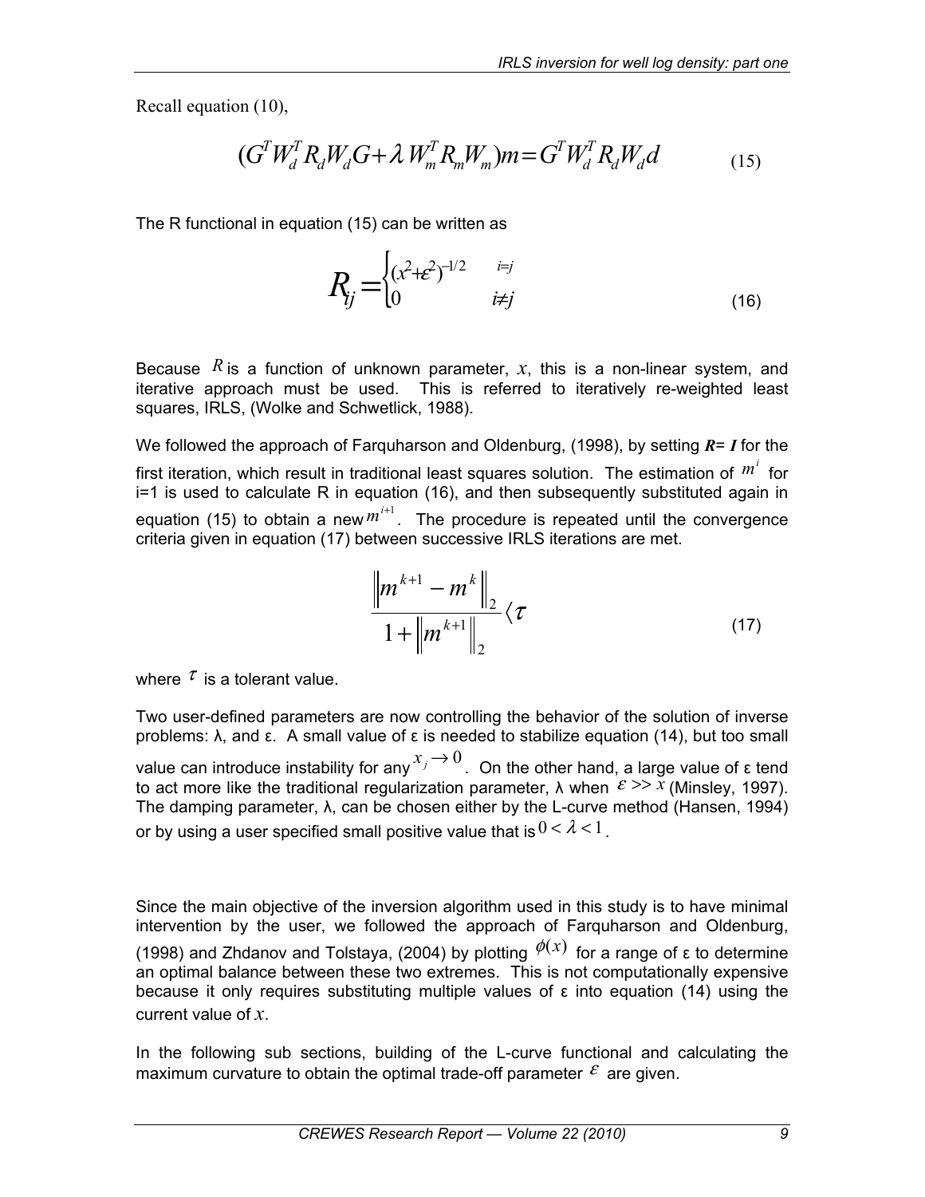Recall equation (10),

$$(G^T W_d^T R_d W_d G + \lambda W_m^T R_m W_m)m = G^T W_d^T R_d W_d d \tag{15}$$

The R functional in equation (15) can be written as

$$R_{ij} = \begin{cases} (x^2 + \varepsilon^2)^{-1/2} & i = j \\ 0 & i \neq j \end{cases} \tag{16}$$

Because $R$ is a function of unknown parameter, $x$, this is a non-linear system, and iterative approach must be used. This is referred to iteratively re-weighted least squares, IRLS, (Wolke and Schwetlick, 1988).

We followed the approach of Farquharson and Oldenburg, (1998), by setting $\boldsymbol{R} = \boldsymbol{I}$ for the first iteration, which result in traditional least squares solution. The estimation of $m^i$ for i=1 is used to calculate R in equation (16), and then subsequently substituted again in equation (15) to obtain a new $m^{i+1}$. The procedure is repeated until the convergence criteria given in equation (17) between successive IRLS iterations are met.

$$\frac{\left\| m^{k+1} - m^k \right\|_2}{1 + \left\| m^{k+1} \right\|_2} \langle \tau \tag{17}$$

where $\tau$ is a tolerant value.

Two user-defined parameters are now controlling the behavior of the solution of inverse problems: λ, and ε. A small value of ε is needed to stabilize equation (14), but too small value can introduce instability for any $x_j \rightarrow 0$. On the other hand, a large value of ε tend to act more like the traditional regularization parameter, λ when $\varepsilon >> x$ (Minsley, 1997). The damping parameter, λ, can be chosen either by the L-curve method (Hansen, 1994) or by using a user specified small positive value that is $0 < \lambda < 1$.

Since the main objective of the inversion algorithm used in this study is to have minimal intervention by the user, we followed the approach of Farquharson and Oldenburg, (1998) and Zhdanov and Tolstaya, (2004) by plotting $\phi(x)$ for a range of ε to determine an optimal balance between these two extremes. This is not computationally expensive because it only requires substituting multiple values of ε into equation (14) using the current value of $x$.

In the following sub sections, building of the L-curve functional and calculating the maximum curvature to obtain the optimal trade-off parameter $\varepsilon$ are given.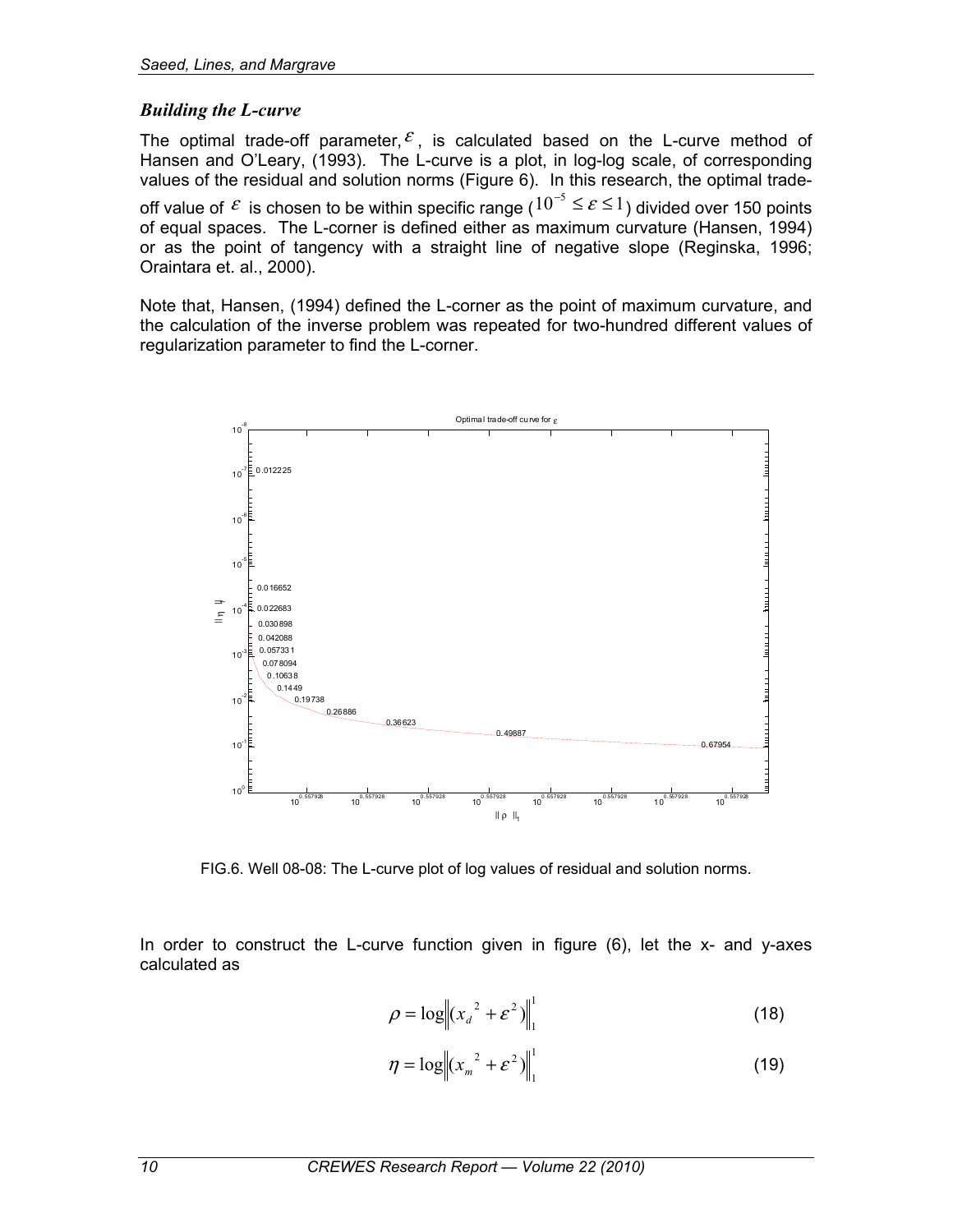### *Building the L-curve*

The optimal trade-off parameter, $\varepsilon$, is calculated based on the L-curve method of Hansen and O'Leary, (1993). The L-curve is a plot, in log-log scale, of corresponding values of the residual and solution norms (Figure 6). In this research, the optimal trade-off value of $\varepsilon$ is chosen to be within specific range ($10^{-5} \le \varepsilon \le 1$) divided over 150 points of equal spaces. The L-corner is defined either as maximum curvature (Hansen, 1994) or as the point of tangency with a straight line of negative slope (Reginska, 1996; Oraintara et. al., 2000).

Note that, Hansen, (1994) defined the L-corner as the point of maximum curvature, and the calculation of the inverse problem was repeated for two-hundred different values of regularization parameter to find the L-corner.

FIG.6. Well 08-08: The L-curve plot of log values of residual and solution norms.

In order to construct the L-curve function given in figure (6), let the x- and y-axes calculated as

$$\rho = \log\left\| \left( x_d^{\,2} + \varepsilon^2 \right) \right\|_1^1 \tag{18}$$

$$\eta = \log\left\| \left( x_m^{\,2} + \varepsilon^2 \right) \right\|_1^1 \tag{19}$$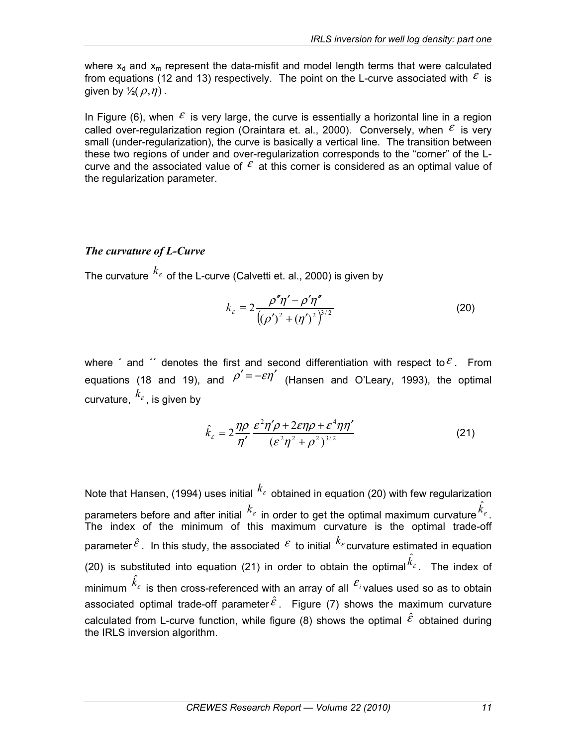where $x_d$ and $x_m$ represent the data-misfit and model length terms that were calculated from equations (12 and 13) respectively. The point on the L-curve associated with $\varepsilon$ is given by ½$(\rho, \eta)$.

In Figure (6), when $\varepsilon$ is very large, the curve is essentially a horizontal line in a region called over-regularization region (Oraintara et. al., 2000). Conversely, when $\varepsilon$ is very small (under-regularization), the curve is basically a vertical line. The transition between these two regions of under and over-regularization corresponds to the "corner" of the L-curve and the associated value of $\varepsilon$ at this corner is considered as an optimal value of the regularization parameter.

### *The curvature of L-Curve*

The curvature $k_\varepsilon$ of the L-curve (Calvetti et. al., 2000) is given by

$$k_\varepsilon = 2\frac{\rho''\eta' - \rho'\eta''}{\left((\rho')^2 + (\eta')^2\right)^{3/2}} \tag{20}$$

where ´ and ´´ denotes the first and second differentiation with respect to $\varepsilon$. From equations (18 and 19), and $\rho' = -\varepsilon\eta'$ (Hansen and O'Leary, 1993), the optimal curvature, $k_\varepsilon$, is given by

$$\hat{k}_\varepsilon = 2\frac{\eta\rho}{\eta'}\frac{\varepsilon^2\eta'\rho + 2\varepsilon\eta\rho + \varepsilon^4\eta\eta'}{(\varepsilon^2\eta^2 + \rho^2)^{3/2}} \tag{21}$$

Note that Hansen, (1994) uses initial $k_\varepsilon$ obtained in equation (20) with few regularization parameters before and after initial $k_\varepsilon$ in order to get the optimal maximum curvature $\hat{k}_\varepsilon$. The index of the minimum of this maximum curvature is the optimal trade-off parameter $\hat{\varepsilon}$. In this study, the associated $\varepsilon$ to initial $k_\varepsilon$ curvature estimated in equation (20) is substituted into equation (21) in order to obtain the optimal $\hat{k}_\varepsilon$. The index of minimum $\hat{k}_\varepsilon$ is then cross-referenced with an array of all $\varepsilon_i$ values used so as to obtain associated optimal trade-off parameter $\hat{\varepsilon}$. Figure (7) shows the maximum curvature calculated from L-curve function, while figure (8) shows the optimal $\hat{\varepsilon}$ obtained during the IRLS inversion algorithm.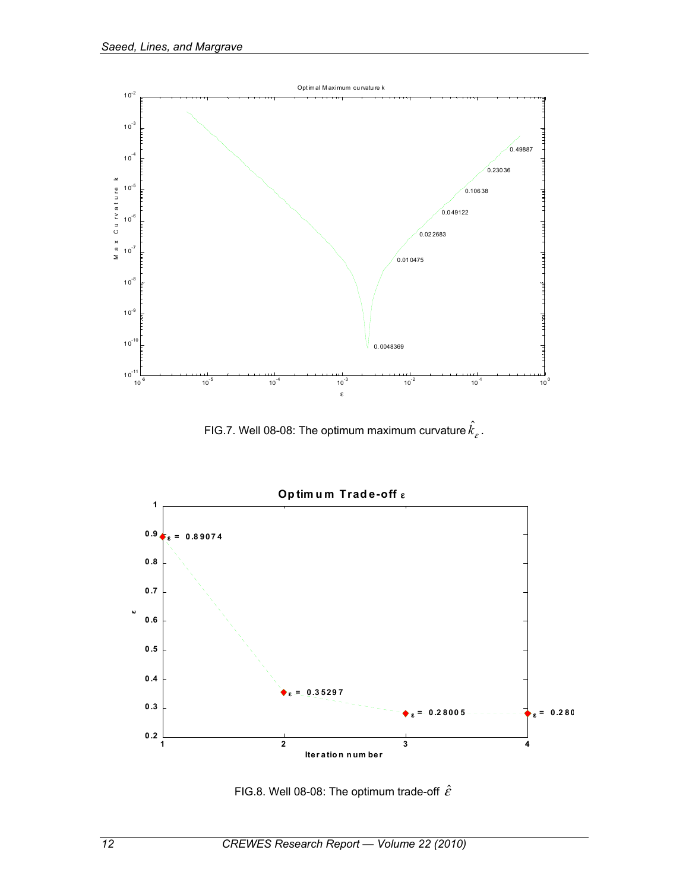FIG.7. Well 08-08: The optimum maximum curvature $\hat{k}_{\varepsilon}$.

FIG.8. Well 08-08: The optimum trade-off $\hat{\varepsilon}$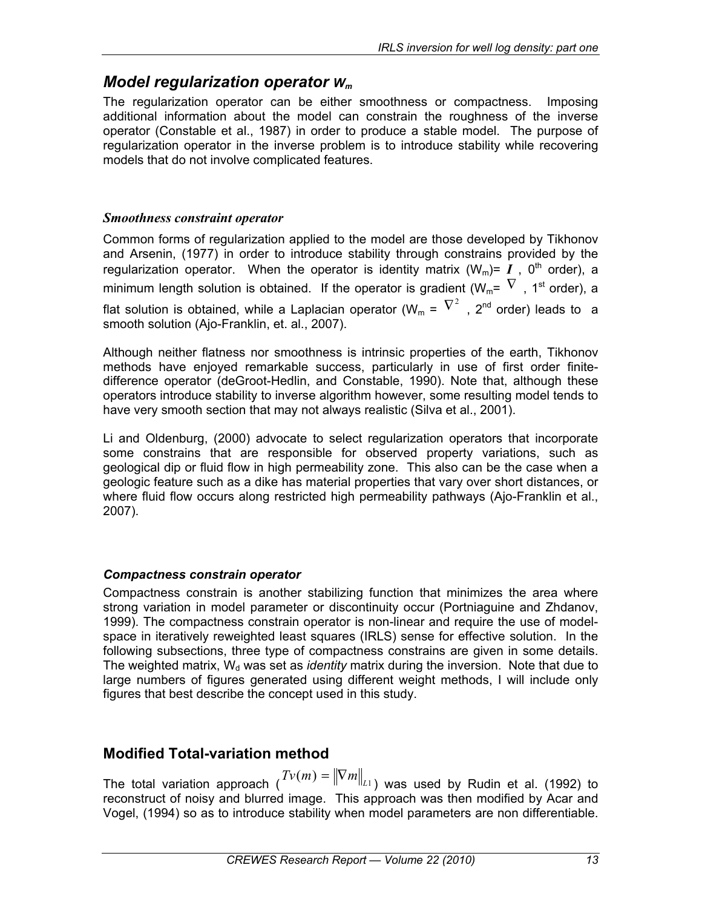## *Model regularization operator $W_m$*

The regularization operator can be either smoothness or compactness. Imposing additional information about the model can constrain the roughness of the inverse operator (Constable et al., 1987) in order to produce a stable model. The purpose of regularization operator in the inverse problem is to introduce stability while recovering models that do not involve complicated features.

### *Smoothness constraint operator*

Common forms of regularization applied to the model are those developed by Tikhonov and Arsenin, (1977) in order to introduce stability through constrains provided by the regularization operator. When the operator is identity matrix ($W_m$)= $\boldsymbol{I}$ , $0^{th}$ order), a minimum length solution is obtained. If the operator is gradient ($W_m$= $\nabla$ , $1^{st}$ order), a flat solution is obtained, while a Laplacian operator ($W_m$ = $\nabla^2$ , $2^{nd}$ order) leads to a smooth solution (Ajo-Franklin, et. al., 2007).

Although neither flatness nor smoothness is intrinsic properties of the earth, Tikhonov methods have enjoyed remarkable success, particularly in use of first order finite-difference operator (deGroot-Hedlin, and Constable, 1990). Note that, although these operators introduce stability to inverse algorithm however, some resulting model tends to have very smooth section that may not always realistic (Silva et al., 2001).

Li and Oldenburg, (2000) advocate to select regularization operators that incorporate some constrains that are responsible for observed property variations, such as geological dip or fluid flow in high permeability zone. This also can be the case when a geologic feature such as a dike has material properties that vary over short distances, or where fluid flow occurs along restricted high permeability pathways (Ajo-Franklin et al., 2007).

### *Compactness constrain operator*

Compactness constrain is another stabilizing function that minimizes the area where strong variation in model parameter or discontinuity occur (Portniaguine and Zhdanov, 1999). The compactness constrain operator is non-linear and require the use of model-space in iteratively reweighted least squares (IRLS) sense for effective solution. In the following subsections, three type of compactness constrains are given in some details. The weighted matrix, $W_d$ was set as *identity* matrix during the inversion. Note that due to large numbers of figures generated using different weight methods, I will include only figures that best describe the concept used in this study.

## Modified Total-variation method

The total variation approach ($Tv(m) = \|\nabla m\|_{L1}$) was used by Rudin et al. (1992) to reconstruct of noisy and blurred image. This approach was then modified by Acar and Vogel, (1994) so as to introduce stability when model parameters are non differentiable.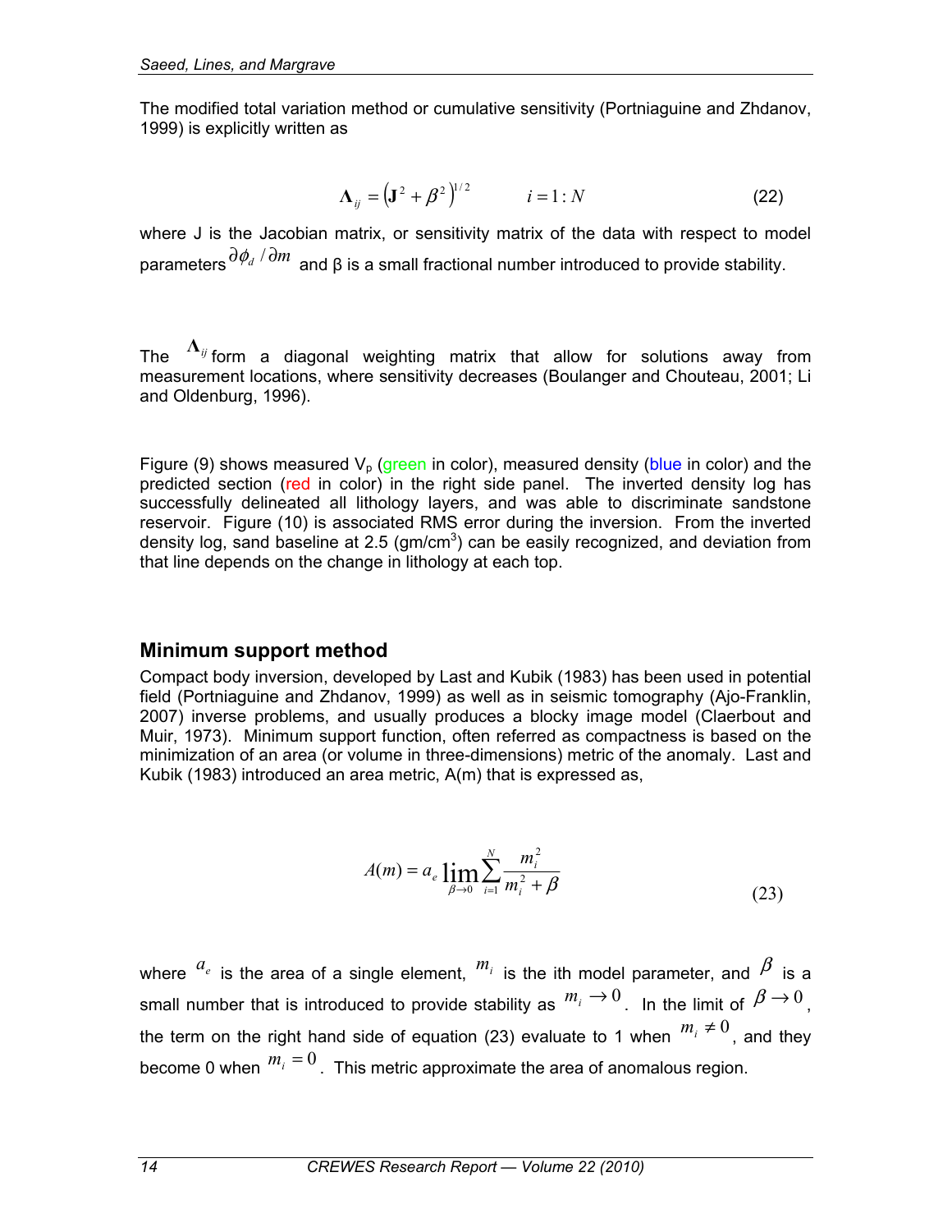The modified total variation method or cumulative sensitivity (Portniaguine and Zhdanov, 1999) is explicitly written as

$$\mathbf{\Lambda}_{ij} = \left(\mathbf{J}^2 + \beta^2\right)^{1/2} \qquad i = 1:N \tag{22}$$

where J is the Jacobian matrix, or sensitivity matrix of the data with respect to model parameters $\partial\phi_d / \partial m$ and β is a small fractional number introduced to provide stability.

The $\mathbf{\Lambda}_{ij}$ form a diagonal weighting matrix that allow for solutions away from measurement locations, where sensitivity decreases (Boulanger and Chouteau, 2001; Li and Oldenburg, 1996).

Figure (9) shows measured $V_p$ (green in color), measured density (blue in color) and the predicted section (red in color) in the right side panel. The inverted density log has successfully delineated all lithology layers, and was able to discriminate sandstone reservoir. Figure (10) is associated RMS error during the inversion. From the inverted density log, sand baseline at 2.5 (gm/cm$^3$) can be easily recognized, and deviation from that line depends on the change in lithology at each top.

## Minimum support method

Compact body inversion, developed by Last and Kubik (1983) has been used in potential field (Portniaguine and Zhdanov, 1999) as well as in seismic tomography (Ajo-Franklin, 2007) inverse problems, and usually produces a blocky image model (Claerbout and Muir, 1973). Minimum support function, often referred as compactness is based on the minimization of an area (or volume in three-dimensions) metric of the anomaly. Last and Kubik (1983) introduced an area metric, A(m) that is expressed as,

$$A(m) = a_e \lim_{\beta \to 0} \sum_{i=1}^{N} \frac{m_i^2}{m_i^2 + \beta} \tag{23}$$

where $a_e$ is the area of a single element, $m_i$ is the ith model parameter, and $\beta$ is a small number that is introduced to provide stability as $m_i \to 0$. In the limit of $\beta \to 0$, the term on the right hand side of equation (23) evaluate to 1 when $m_i \neq 0$, and they become 0 when $m_i = 0$. This metric approximate the area of anomalous region.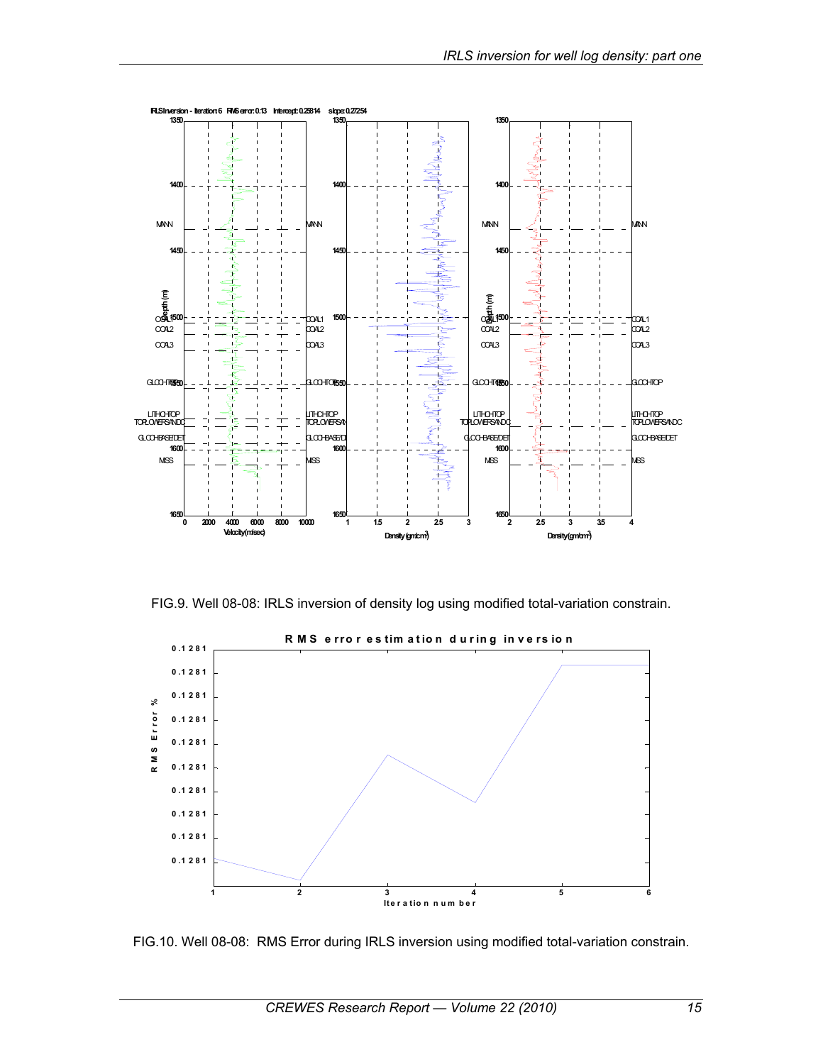FIG.9. Well 08-08: IRLS inversion of density log using modified total-variation constrain.

FIG.10. Well 08-08: RMS Error during IRLS inversion using modified total-variation constrain.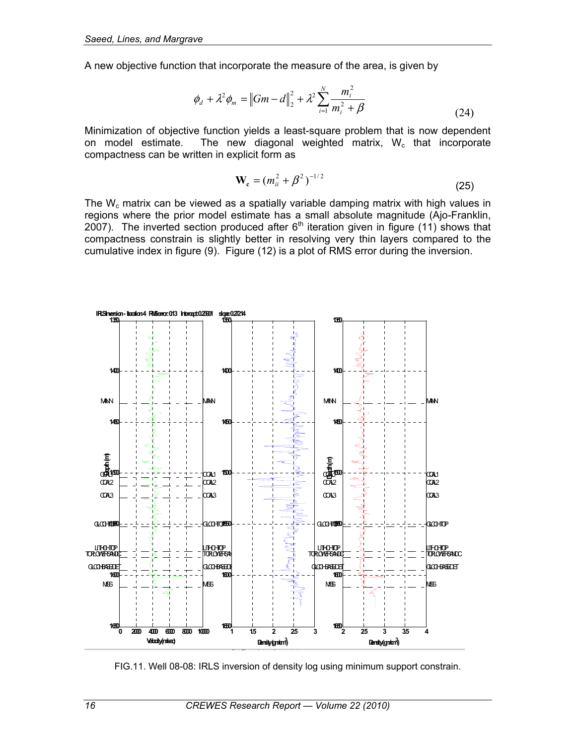A new objective function that incorporate the measure of the area, is given by

$$\phi_d + \lambda^2 \phi_m = \|Gm - d\|_2^2 + \lambda^2 \sum_{i=1}^{N} \frac{m_i^2}{m_i^2 + \beta} \tag{24}$$

Minimization of objective function yields a least-square problem that is now dependent on model estimate. The new diagonal weighted matrix, $W_c$ that incorporate compactness can be written in explicit form as

$$\mathbf{W_c} = (m_{ii}^2 + \beta^2)^{-1/2} \tag{25}$$

The $W_c$ matrix can be viewed as a spatially variable damping matrix with high values in regions where the prior model estimate has a small absolute magnitude (Ajo-Franklin, 2007). The inverted section produced after 6[th] iteration given in figure (11) shows that compactness constrain is slightly better in resolving very thin layers compared to the cumulative index in figure (9). Figure (12) is a plot of RMS error during the inversion.

FIG.11. Well 08-08: IRLS inversion of density log using minimum support constrain.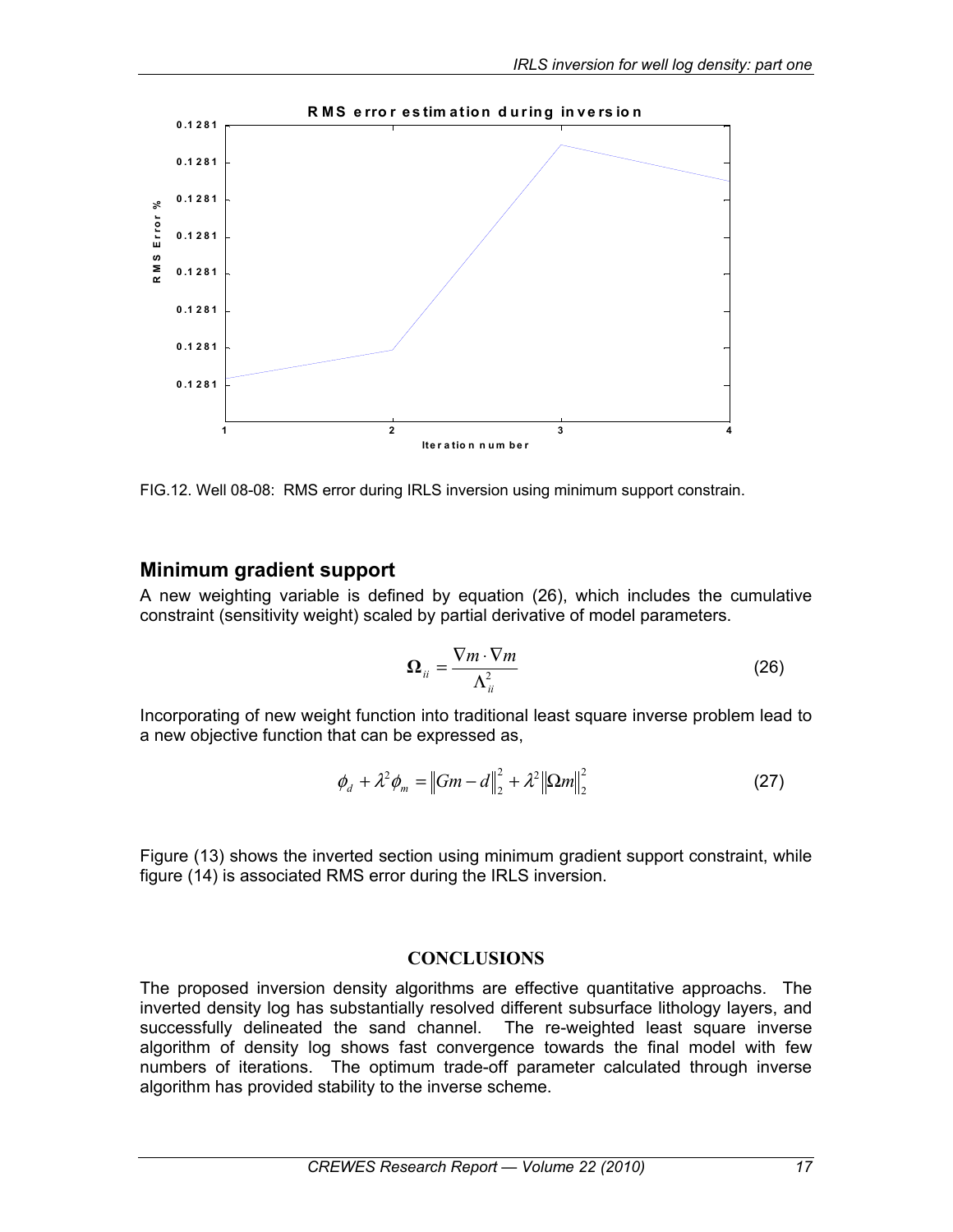FIG.12. Well 08-08: RMS error during IRLS inversion using minimum support constrain.

## Minimum gradient support

A new weighting variable is defined by equation (26), which includes the cumulative constraint (sensitivity weight) scaled by partial derivative of model parameters.

$$\mathbf{\Omega}_{ii} = \frac{\nabla m \cdot \nabla m}{\Lambda_{ii}^2} \tag{26}$$

Incorporating of new weight function into traditional least square inverse problem lead to a new objective function that can be expressed as,

$$\phi_d + \lambda^2 \phi_m = \left\| Gm - d \right\|_2^2 + \lambda^2 \left\| \Omega m \right\|_2^2 \tag{27}$$

Figure (13) shows the inverted section using minimum gradient support constraint, while figure (14) is associated RMS error during the IRLS inversion.

## CONCLUSIONS

The proposed inversion density algorithms are effective quantitative approachs. The inverted density log has substantially resolved different subsurface lithology layers, and successfully delineated the sand channel. The re-weighted least square inverse algorithm of density log shows fast convergence towards the final model with few numbers of iterations. The optimum trade-off parameter calculated through inverse algorithm has provided stability to the inverse scheme.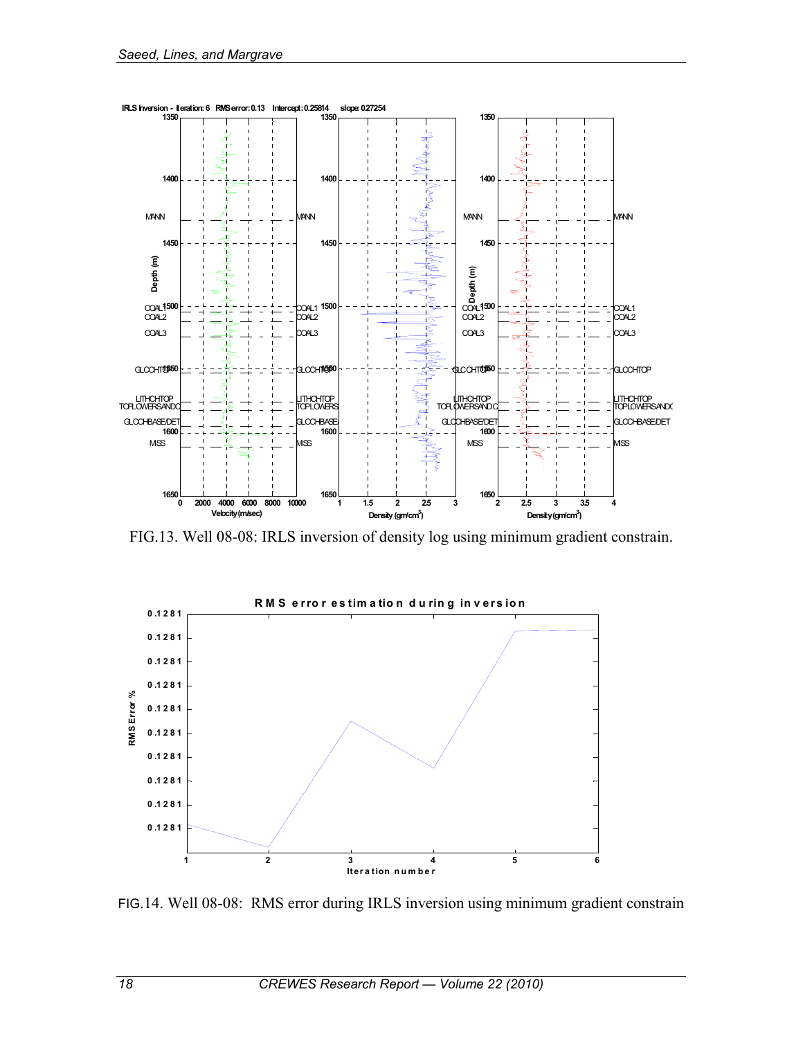FIG.13. Well 08-08: IRLS inversion of density log using minimum gradient constrain.

FIG.14. Well 08-08: RMS error during IRLS inversion using minimum gradient constrain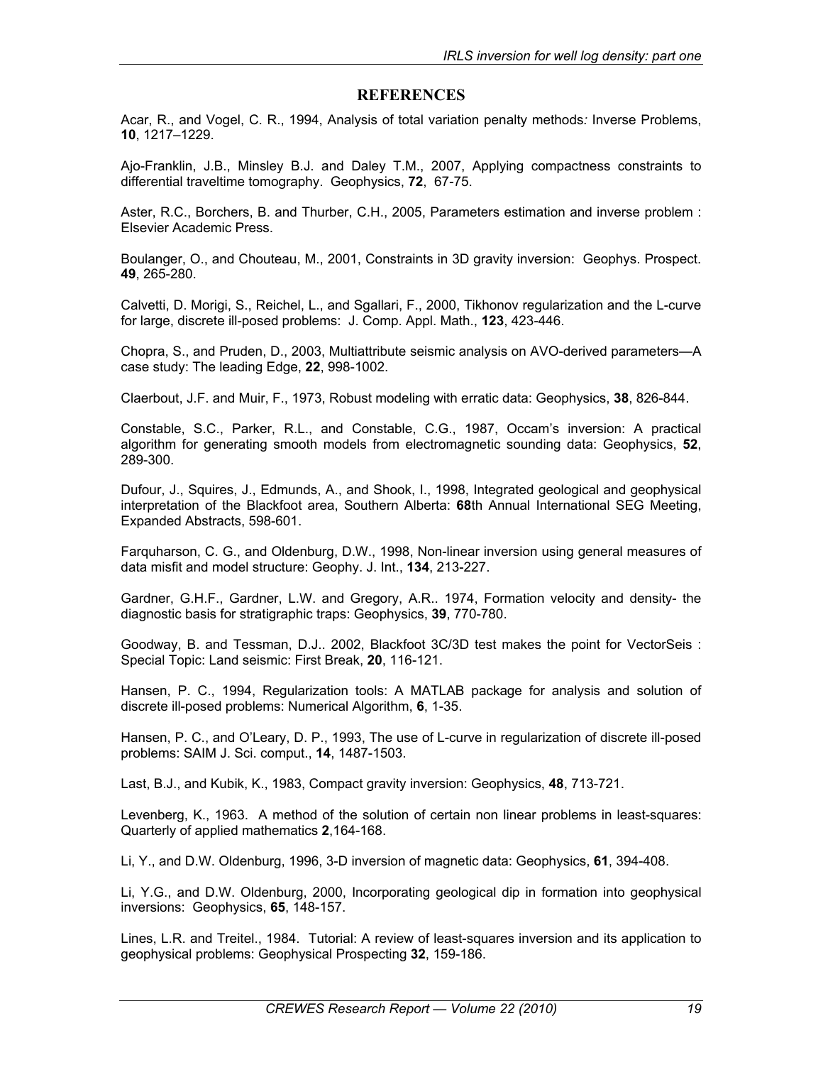## REFERENCES

Acar, R., and Vogel, C. R., 1994, Analysis of total variation penalty methods*:* Inverse Problems, **10**, 1217–1229.

Ajo-Franklin, J.B., Minsley B.J. and Daley T.M., 2007, Applying compactness constraints to differential traveltime tomography. Geophysics, **72**, 67-75.

Aster, R.C., Borchers, B. and Thurber, C.H., 2005, Parameters estimation and inverse problem : Elsevier Academic Press.

Boulanger, O., and Chouteau, M., 2001, Constraints in 3D gravity inversion: Geophys. Prospect. **49**, 265-280.

Calvetti, D. Morigi, S., Reichel, L., and Sgallari, F., 2000, Tikhonov regularization and the L-curve for large, discrete ill-posed problems: J. Comp. Appl. Math., **123**, 423-446.

Chopra, S., and Pruden, D., 2003, Multiattribute seismic analysis on AVO-derived parameters—A case study: The leading Edge, **22**, 998-1002.

Claerbout, J.F. and Muir, F., 1973, Robust modeling with erratic data: Geophysics, **38**, 826-844.

Constable, S.C., Parker, R.L., and Constable, C.G., 1987, Occam's inversion: A practical algorithm for generating smooth models from electromagnetic sounding data: Geophysics, **52**, 289-300.

Dufour, J., Squires, J., Edmunds, A., and Shook, I., 1998, Integrated geological and geophysical interpretation of the Blackfoot area, Southern Alberta: **68**th Annual International SEG Meeting, Expanded Abstracts, 598-601.

Farquharson, C. G., and Oldenburg, D.W., 1998, Non-linear inversion using general measures of data misfit and model structure: Geophy. J. Int., **134**, 213-227.

Gardner, G.H.F., Gardner, L.W. and Gregory, A.R.. 1974, Formation velocity and density- the diagnostic basis for stratigraphic traps: Geophysics, **39**, 770-780.

Goodway, B. and Tessman, D.J.. 2002, Blackfoot 3C/3D test makes the point for VectorSeis : Special Topic: Land seismic: First Break, **20**, 116-121.

Hansen, P. C., 1994, Regularization tools: A MATLAB package for analysis and solution of discrete ill-posed problems: Numerical Algorithm, **6**, 1-35.

Hansen, P. C., and O'Leary, D. P., 1993, The use of L-curve in regularization of discrete ill-posed problems: SAIM J. Sci. comput., **14**, 1487-1503.

Last, B.J., and Kubik, K., 1983, Compact gravity inversion: Geophysics, **48**, 713-721.

Levenberg, K., 1963. A method of the solution of certain non linear problems in least-squares: Quarterly of applied mathematics **2**,164-168.

Li, Y., and D.W. Oldenburg, 1996, 3-D inversion of magnetic data: Geophysics, **61**, 394-408.

Li, Y.G., and D.W. Oldenburg, 2000, Incorporating geological dip in formation into geophysical inversions: Geophysics, **65**, 148-157.

Lines, L.R. and Treitel., 1984. Tutorial: A review of least-squares inversion and its application to geophysical problems: Geophysical Prospecting **32**, 159-186.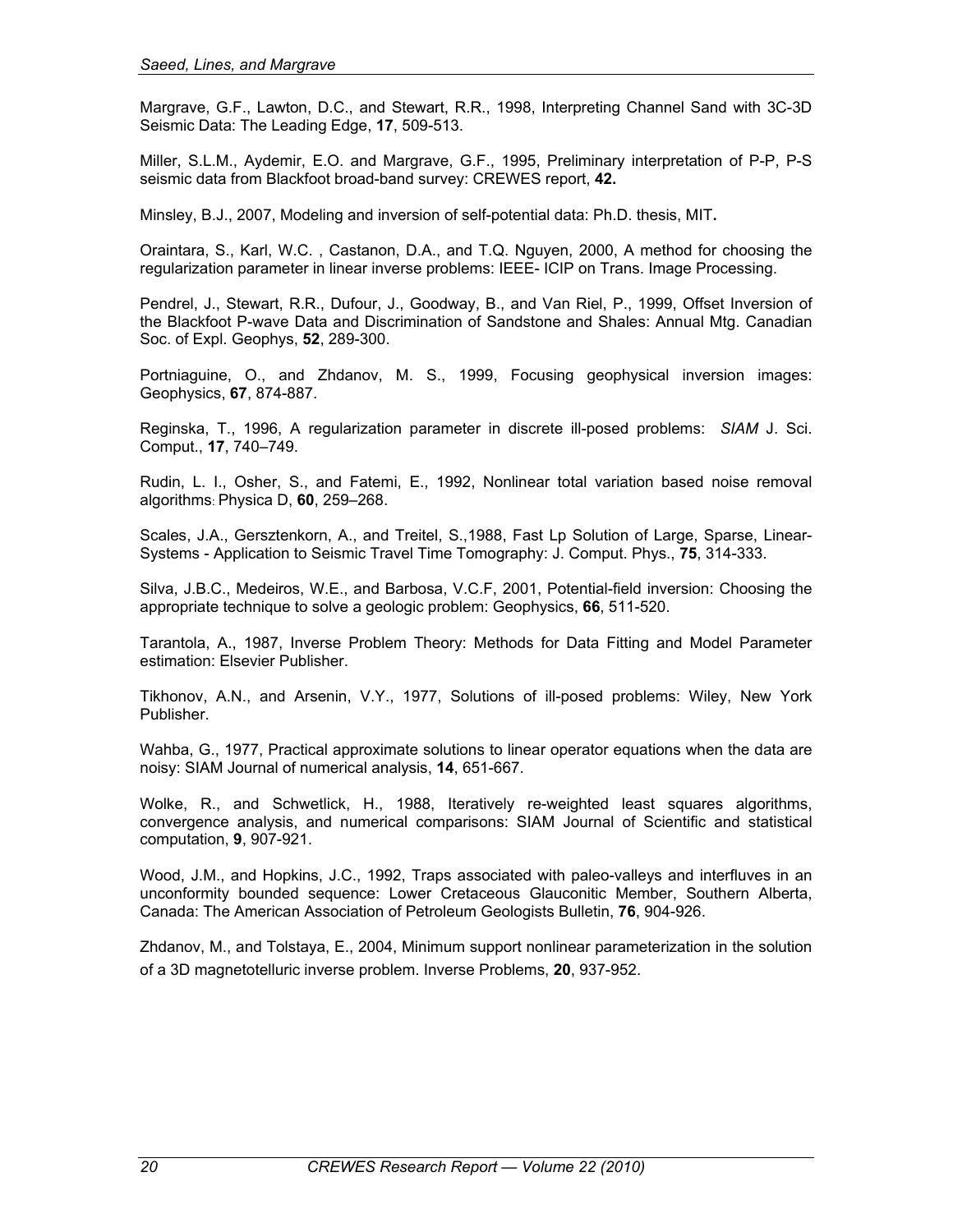Margrave, G.F., Lawton, D.C., and Stewart, R.R., 1998, Interpreting Channel Sand with 3C-3D Seismic Data: The Leading Edge, **17**, 509-513.

Miller, S.L.M., Aydemir, E.O. and Margrave, G.F., 1995, Preliminary interpretation of P-P, P-S seismic data from Blackfoot broad-band survey: CREWES report, **42.**

Minsley, B.J., 2007, Modeling and inversion of self-potential data: Ph.D. thesis, MIT**.**

Oraintara, S., Karl, W.C. , Castanon, D.A., and T.Q. Nguyen, 2000, A method for choosing the regularization parameter in linear inverse problems: IEEE- ICIP on Trans. Image Processing.

Pendrel, J., Stewart, R.R., Dufour, J., Goodway, B., and Van Riel, P., 1999, Offset Inversion of the Blackfoot P-wave Data and Discrimination of Sandstone and Shales: Annual Mtg. Canadian Soc. of Expl. Geophys, **52**, 289-300.

Portniaguine, O., and Zhdanov, M. S., 1999, Focusing geophysical inversion images: Geophysics, **67**, 874-887.

Reginska, T., 1996, A regularization parameter in discrete ill-posed problems: *SIAM* J. Sci. Comput., **17**, 740–749.

Rudin, L. I., Osher, S., and Fatemi, E., 1992, Nonlinear total variation based noise removal algorithms: Physica D, **60**, 259–268.

Scales, J.A., Gersztenkorn, A., and Treitel, S.,1988, Fast Lp Solution of Large, Sparse, Linear-Systems - Application to Seismic Travel Time Tomography: J. Comput. Phys., **75**, 314-333.

Silva, J.B.C., Medeiros, W.E., and Barbosa, V.C.F, 2001, Potential-field inversion: Choosing the appropriate technique to solve a geologic problem: Geophysics, **66**, 511-520.

Tarantola, A., 1987, Inverse Problem Theory: Methods for Data Fitting and Model Parameter estimation: Elsevier Publisher.

Tikhonov, A.N., and Arsenin, V.Y., 1977, Solutions of ill-posed problems: Wiley, New York Publisher.

Wahba, G., 1977, Practical approximate solutions to linear operator equations when the data are noisy: SIAM Journal of numerical analysis, **14**, 651-667.

Wolke, R., and Schwetlick, H., 1988, Iteratively re-weighted least squares algorithms, convergence analysis, and numerical comparisons: SIAM Journal of Scientific and statistical computation, **9**, 907-921.

Wood, J.M., and Hopkins, J.C., 1992, Traps associated with paleo-valleys and interfluves in an unconformity bounded sequence: Lower Cretaceous Glauconitic Member, Southern Alberta, Canada: The American Association of Petroleum Geologists Bulletin, **76**, 904-926.

Zhdanov, M., and Tolstaya, E., 2004, Minimum support nonlinear parameterization in the solution of a 3D magnetotelluric inverse problem. Inverse Problems, **20**, 937-952.